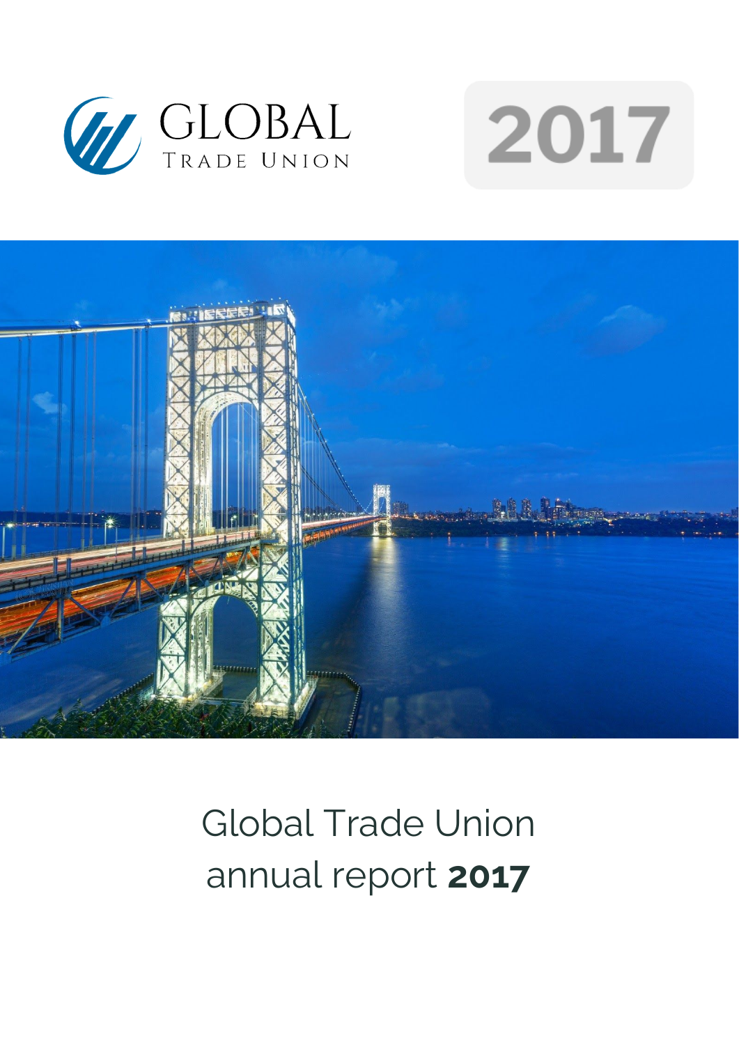GLOBAL
TRADE UNION

2017

# Global Trade Union annual report **2017**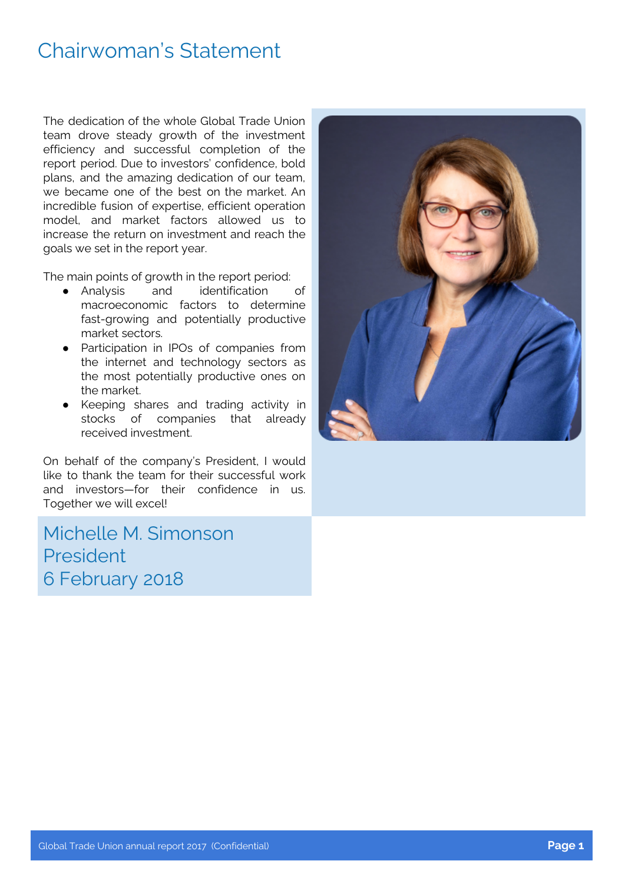# Chairwoman's Statement

The dedication of the whole Global Trade Union team drove steady growth of the investment efficiency and successful completion of the report period. Due to investors' confidence, bold plans, and the amazing dedication of our team, we became one of the best on the market. An incredible fusion of expertise, efficient operation model, and market factors allowed us to increase the return on investment and reach the goals we set in the report year.

The main points of growth in the report period:

- Analysis and identification of macroeconomic factors to determine fast-growing and potentially productive market sectors.
- Participation in IPOs of companies from the internet and technology sectors as the most potentially productive ones on the market.
- Keeping shares and trading activity in stocks of companies that already received investment.

On behalf of the company's President, I would like to thank the team for their successful work and investors—for their confidence in us. Together we will excel!

Michelle M. Simonson
President
6 February 2018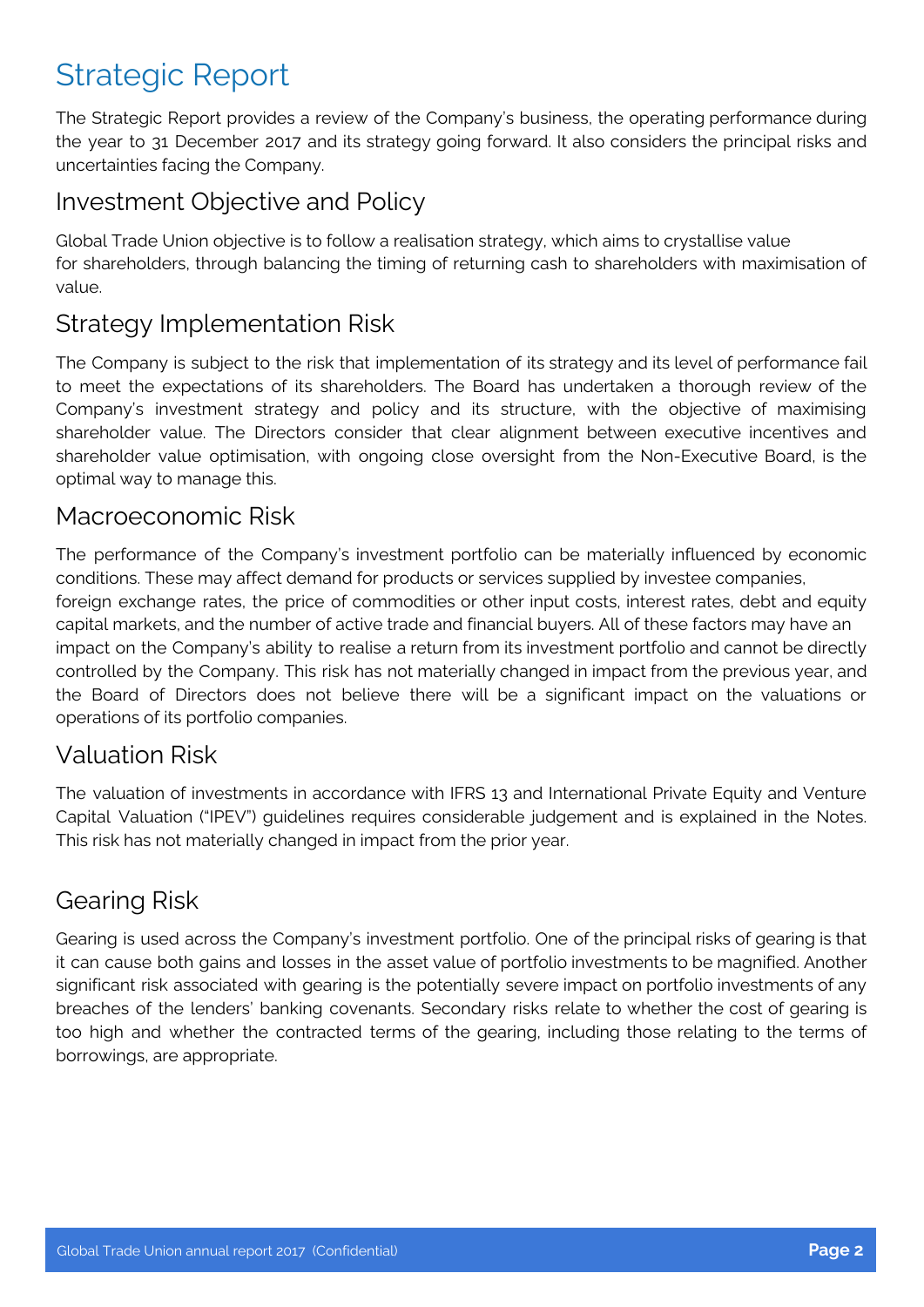# Strategic Report

The Strategic Report provides a review of the Company's business, the operating performance during the year to 31 December 2017 and its strategy going forward. It also considers the principal risks and uncertainties facing the Company.

## Investment Objective and Policy

Global Trade Union objective is to follow a realisation strategy, which aims to crystallise value for shareholders, through balancing the timing of returning cash to shareholders with maximisation of value.

## Strategy Implementation Risk

The Company is subject to the risk that implementation of its strategy and its level of performance fail to meet the expectations of its shareholders. The Board has undertaken a thorough review of the Company's investment strategy and policy and its structure, with the objective of maximising shareholder value. The Directors consider that clear alignment between executive incentives and shareholder value optimisation, with ongoing close oversight from the Non-Executive Board, is the optimal way to manage this.

## Macroeconomic Risk

The performance of the Company's investment portfolio can be materially influenced by economic conditions. These may affect demand for products or services supplied by investee companies, foreign exchange rates, the price of commodities or other input costs, interest rates, debt and equity capital markets, and the number of active trade and financial buyers. All of these factors may have an impact on the Company's ability to realise a return from its investment portfolio and cannot be directly controlled by the Company. This risk has not materially changed in impact from the previous year, and the Board of Directors does not believe there will be a significant impact on the valuations or operations of its portfolio companies.

## Valuation Risk

The valuation of investments in accordance with IFRS 13 and International Private Equity and Venture Capital Valuation ("IPEV") guidelines requires considerable judgement and is explained in the Notes. This risk has not materially changed in impact from the prior year.

## Gearing Risk

Gearing is used across the Company's investment portfolio. One of the principal risks of gearing is that it can cause both gains and losses in the asset value of portfolio investments to be magnified. Another significant risk associated with gearing is the potentially severe impact on portfolio investments of any breaches of the lenders' banking covenants. Secondary risks relate to whether the cost of gearing is too high and whether the contracted terms of the gearing, including those relating to the terms of borrowings, are appropriate.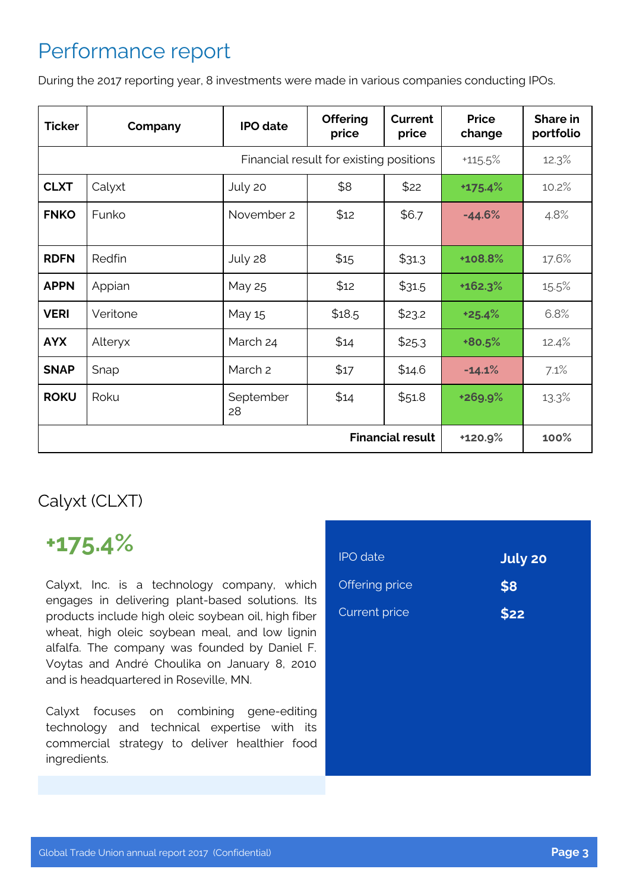# Performance report

During the 2017 reporting year, 8 investments were made in various companies conducting IPOs.

| Ticker | Company | IPO date | Offering price | Current price | Price change | Share in portfolio |
|---|---|---|---|---|---|---|
| Financial result for existing positions | | | | | +115.5% | 12.3% |
| **CLXT** | Calyxt | July 20 | $8 | $22 | **+175.4%** | 10.2% |
| **FNKO** | Funko | November 2 | $12 | $6.7 | **-44.6%** | 4.8% |
| **RDFN** | Redfin | July 28 | $15 | $31.3 | **+108.8%** | 17.6% |
| **APPN** | Appian | May 25 | $12 | $31.5 | **+162.3%** | 15.5% |
| **VERI** | Veritone | May 15 | $18.5 | $23.2 | **+25.4%** | 6.8% |
| **AYX** | Alteryx | March 24 | $14 | $25.3 | **+80.5%** | 12.4% |
| **SNAP** | Snap | March 2 | $17 | $14.6 | **-14.1%** | 7.1% |
| **ROKU** | Roku | September 28 | $14 | $51.8 | **+269.9%** | 13.3% |
| **Financial result** | | | | | **+120.9%** | **100%** |

## Calyxt (CLXT)

**+175.4%**

Calyxt, Inc. is a technology company, which engages in delivering plant-based solutions. Its products include high oleic soybean oil, high fiber wheat, high oleic soybean meal, and low lignin alfalfa. The company was founded by Daniel F. Voytas and André Choulika on January 8, 2010 and is headquartered in Roseville, MN.

Calyxt focuses on combining gene-editing technology and technical expertise with its commercial strategy to deliver healthier food ingredients.

| | |
|---|---|
| IPO date | **July 20** |
| Offering price | **$8** |
| Current price | **$22** |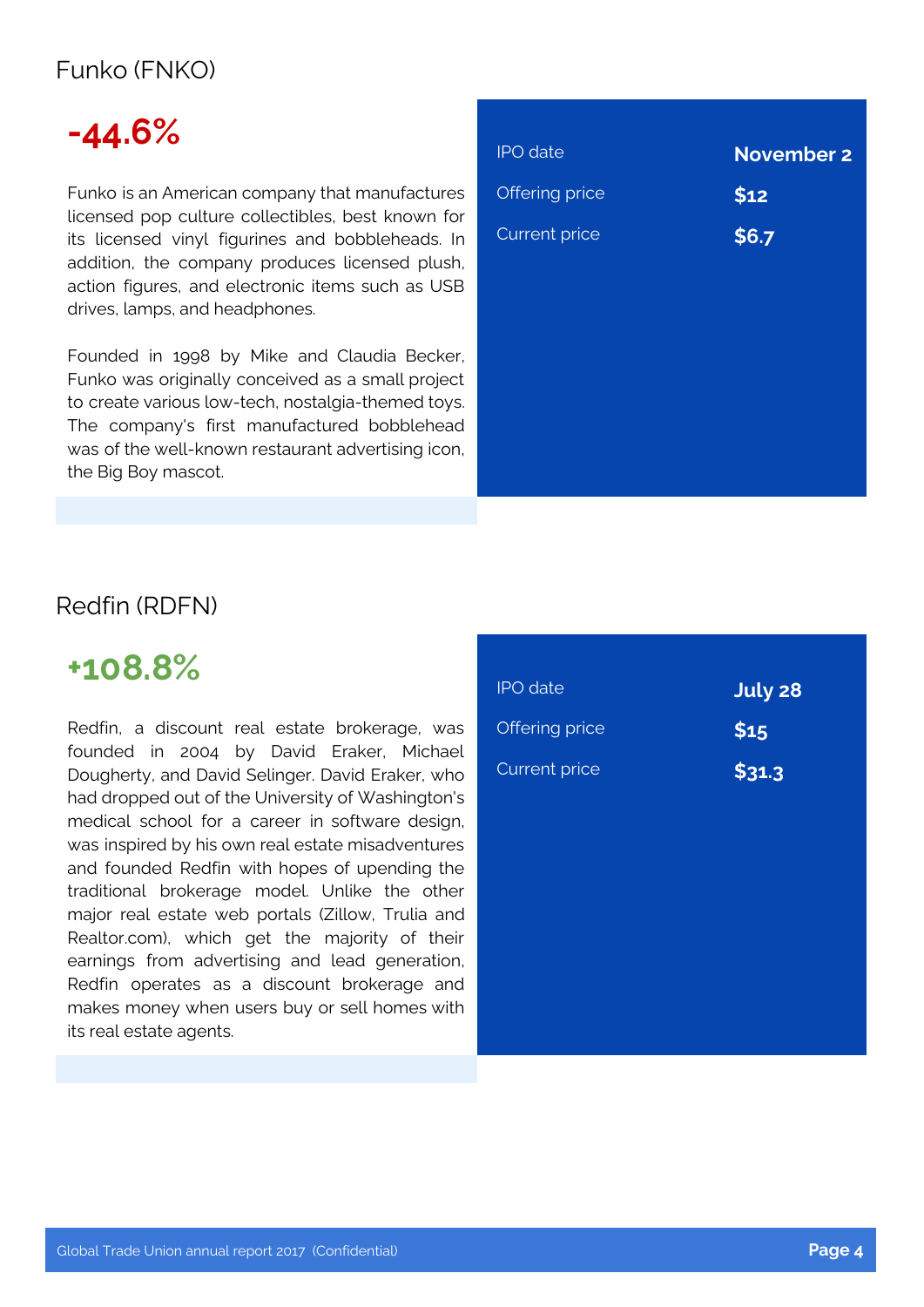## Funko (FNKO)

**-44.6%**

Funko is an American company that manufactures licensed pop culture collectibles, best known for its licensed vinyl figurines and bobbleheads. In addition, the company produces licensed plush, action figures, and electronic items such as USB drives, lamps, and headphones.

Founded in 1998 by Mike and Claudia Becker, Funko was originally conceived as a small project to create various low-tech, nostalgia-themed toys. The company's first manufactured bobblehead was of the well-known restaurant advertising icon, the Big Boy mascot.

| | |
|---|---|
| IPO date | **November 2** |
| Offering price | **$12** |
| Current price | **$6.7** |

## Redfin (RDFN)

**+108.8%**

Redfin, a discount real estate brokerage, was founded in 2004 by David Eraker, Michael Dougherty, and David Selinger. David Eraker, who had dropped out of the University of Washington's medical school for a career in software design, was inspired by his own real estate misadventures and founded Redfin with hopes of upending the traditional brokerage model. Unlike the other major real estate web portals (Zillow, Trulia and Realtor.com), which get the majority of their earnings from advertising and lead generation, Redfin operates as a discount brokerage and makes money when users buy or sell homes with its real estate agents.

| | |
|---|---|
| IPO date | **July 28** |
| Offering price | **$15** |
| Current price | **$31.3** |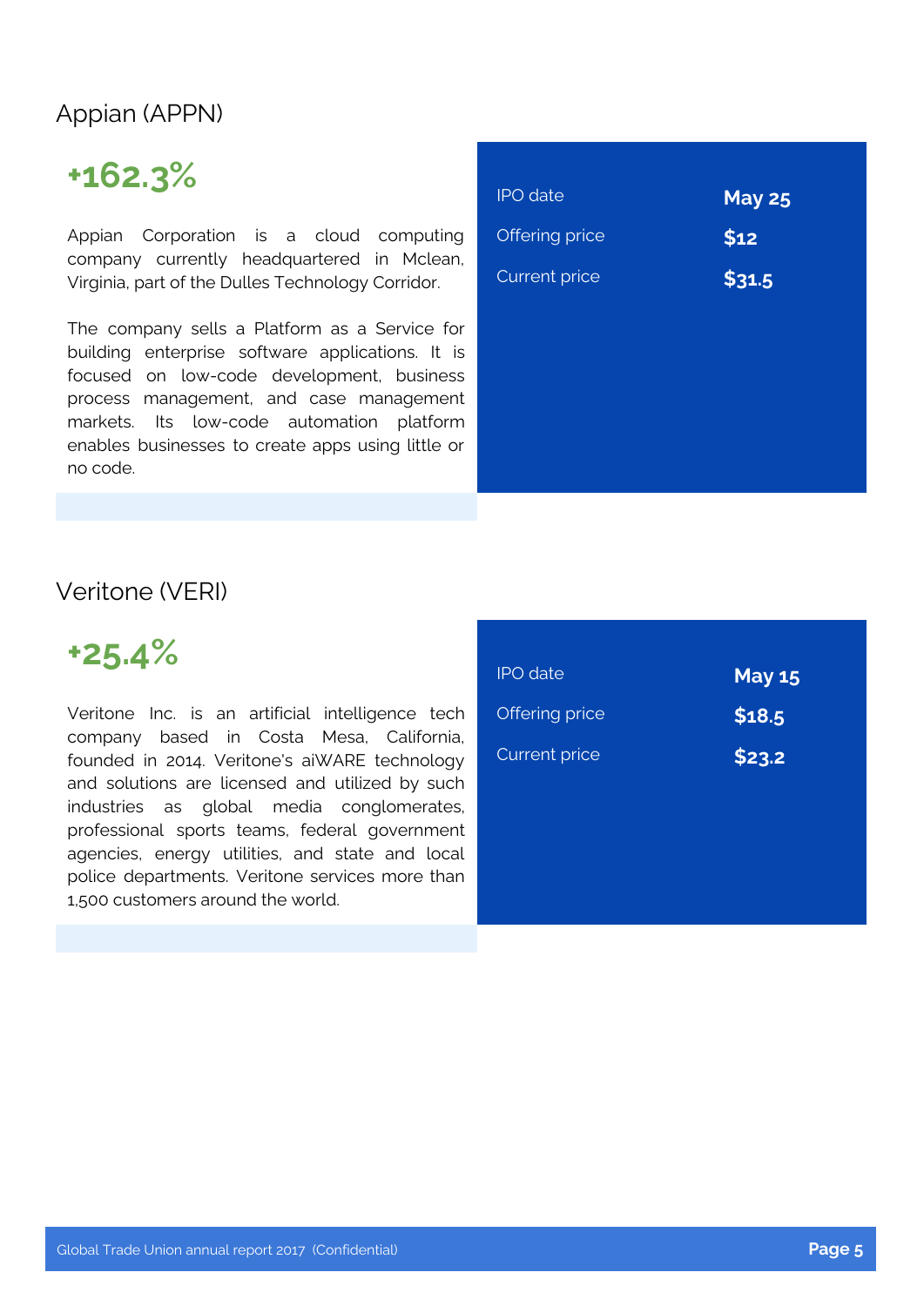## Appian (APPN)

**+162.3%**

Appian Corporation is a cloud computing company currently headquartered in Mclean, Virginia, part of the Dulles Technology Corridor.

The company sells a Platform as a Service for building enterprise software applications. It is focused on low-code development, business process management, and case management markets. Its low-code automation platform enables businesses to create apps using little or no code.

| | |
|---|---|
| IPO date | **May 25** |
| Offering price | **$12** |
| Current price | **$31.5** |

## Veritone (VERI)

**+25.4%**

Veritone Inc. is an artificial intelligence tech company based in Costa Mesa, California, founded in 2014. Veritone's aiWARE technology and solutions are licensed and utilized by such industries as global media conglomerates, professional sports teams, federal government agencies, energy utilities, and state and local police departments. Veritone services more than 1,500 customers around the world.

| | |
|---|---|
| IPO date | **May 15** |
| Offering price | **$18.5** |
| Current price | **$23.2** |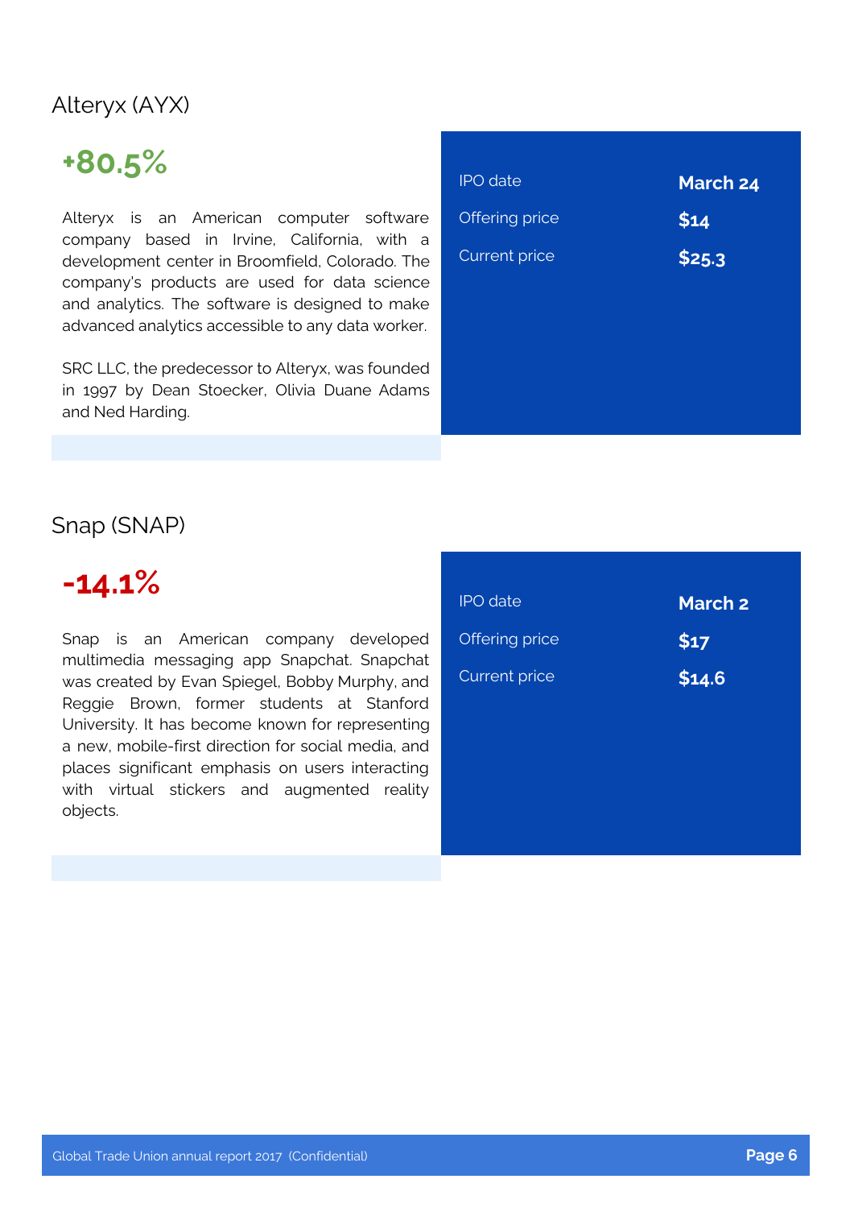## Alteryx (AYX)

**+80.5%**

Alteryx is an American computer software company based in Irvine, California, with a development center in Broomfield, Colorado. The company's products are used for data science and analytics. The software is designed to make advanced analytics accessible to any data worker.

SRC LLC, the predecessor to Alteryx, was founded in 1997 by Dean Stoecker, Olivia Duane Adams and Ned Harding.

| | |
|---|---|
| IPO date | **March 24** |
| Offering price | **$14** |
| Current price | **$25.3** |

## Snap (SNAP)

**-14.1%**

Snap is an American company developed multimedia messaging app Snapchat. Snapchat was created by Evan Spiegel, Bobby Murphy, and Reggie Brown, former students at Stanford University. It has become known for representing a new, mobile-first direction for social media, and places significant emphasis on users interacting with virtual stickers and augmented reality objects.

| | |
|---|---|
| IPO date | **March 2** |
| Offering price | **$17** |
| Current price | **$14.6** |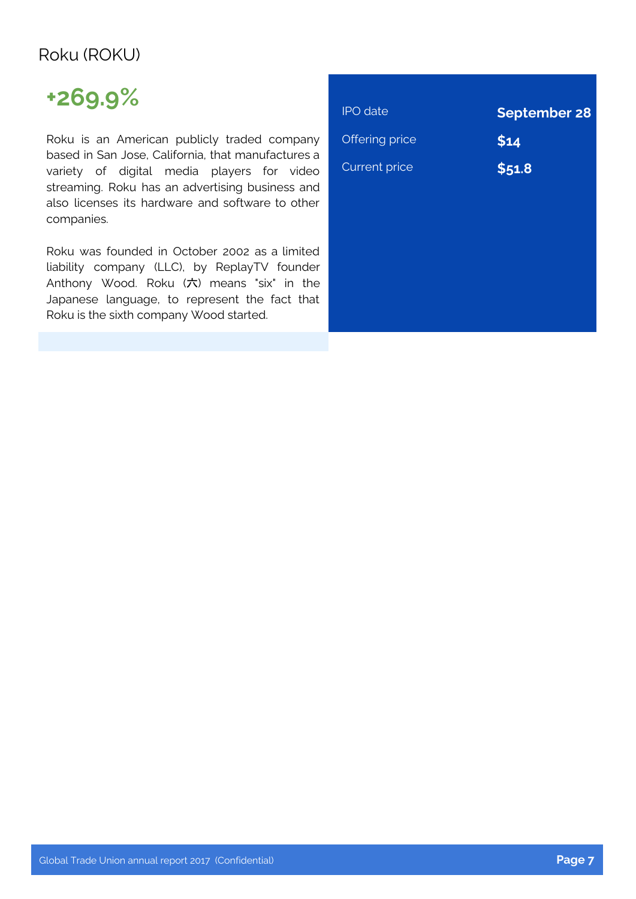## Roku (ROKU)

**+269.9%**

Roku is an American publicly traded company based in San Jose, California, that manufactures a variety of digital media players for video streaming. Roku has an advertising business and also licenses its hardware and software to other companies.

Roku was founded in October 2002 as a limited liability company (LLC), by ReplayTV founder Anthony Wood. Roku (六) means "six" in the Japanese language, to represent the fact that Roku is the sixth company Wood started.

| | |
|---|---|
| IPO date | **September 28** |
| Offering price | **$14** |
| Current price | **$51.8** |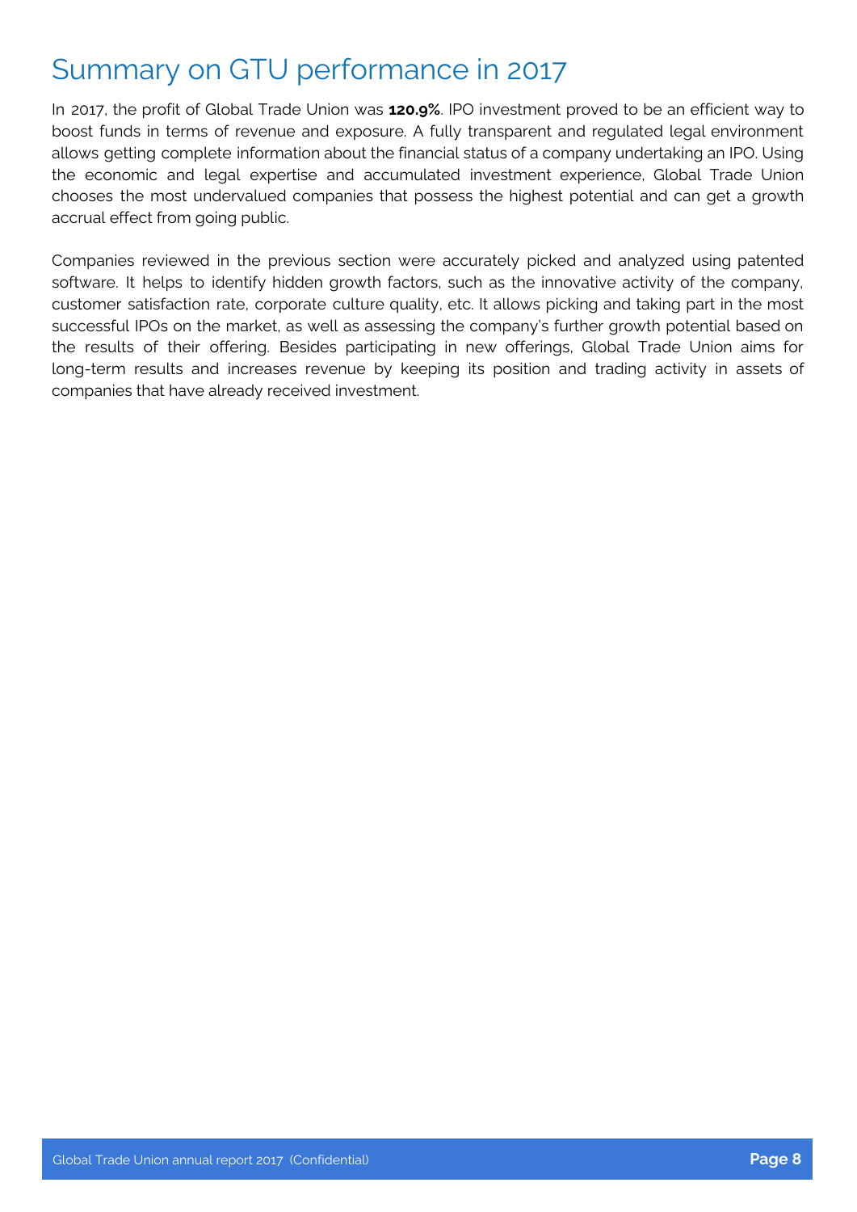# Summary on GTU performance in 2017

In 2017, the profit of Global Trade Union was **120.9%**. IPO investment proved to be an efficient way to boost funds in terms of revenue and exposure. A fully transparent and regulated legal environment allows getting complete information about the financial status of a company undertaking an IPO. Using the economic and legal expertise and accumulated investment experience, Global Trade Union chooses the most undervalued companies that possess the highest potential and can get a growth accrual effect from going public.

Companies reviewed in the previous section were accurately picked and analyzed using patented software. It helps to identify hidden growth factors, such as the innovative activity of the company, customer satisfaction rate, corporate culture quality, etc. It allows picking and taking part in the most successful IPOs on the market, as well as assessing the company's further growth potential based on the results of their offering. Besides participating in new offerings, Global Trade Union aims for long-term results and increases revenue by keeping its position and trading activity in assets of companies that have already received investment.